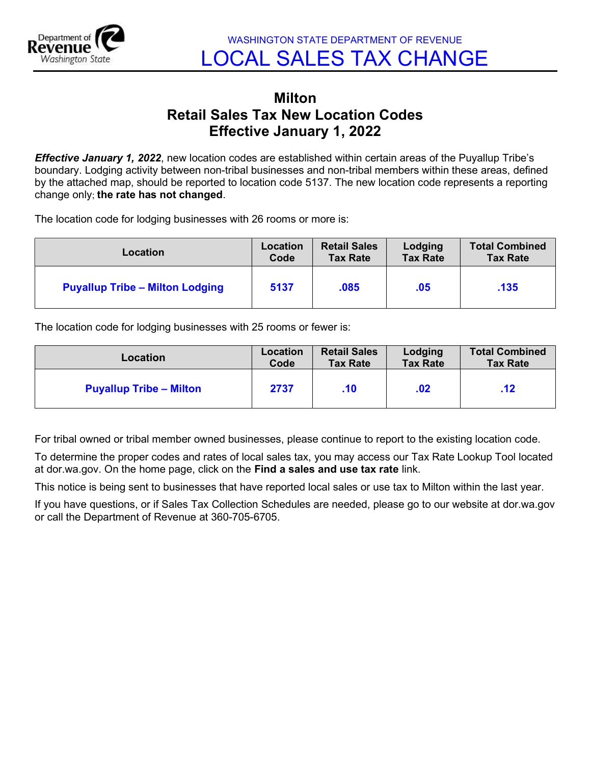WASHINGTON STATE DEPARTMENT OF REVENUE

# LOCAL SALES TAX CHANGE

## Milton
## Retail Sales Tax New Location Codes
## Effective January 1, 2022

***Effective January 1, 2022***, new location codes are established within certain areas of the Puyallup Tribe's boundary. Lodging activity between non-tribal businesses and non-tribal members within these areas, defined by the attached map, should be reported to location code 5137. The new location code represents a reporting change only; **the rate has not changed**.

The location code for lodging businesses with 26 rooms or more is:

| Location | Location Code | Retail Sales Tax Rate | Lodging Tax Rate | Total Combined Tax Rate |
|---|---|---|---|---|
| **Puyallup Tribe – Milton Lodging** | **5137** | **.085** | **.05** | **.135** |

The location code for lodging businesses with 25 rooms or fewer is:

| Location | Location Code | Retail Sales Tax Rate | Lodging Tax Rate | Total Combined Tax Rate |
|---|---|---|---|---|
| **Puyallup Tribe – Milton** | **2737** | **.10** | **.02** | **.12** |

For tribal owned or tribal member owned businesses, please continue to report to the existing location code.

To determine the proper codes and rates of local sales tax, you may access our Tax Rate Lookup Tool located at dor.wa.gov. On the home page, click on the **Find a sales and use tax rate** link.

This notice is being sent to businesses that have reported local sales or use tax to Milton within the last year.

If you have questions, or if Sales Tax Collection Schedules are needed, please go to our website at dor.wa.gov or call the Department of Revenue at 360-705-6705.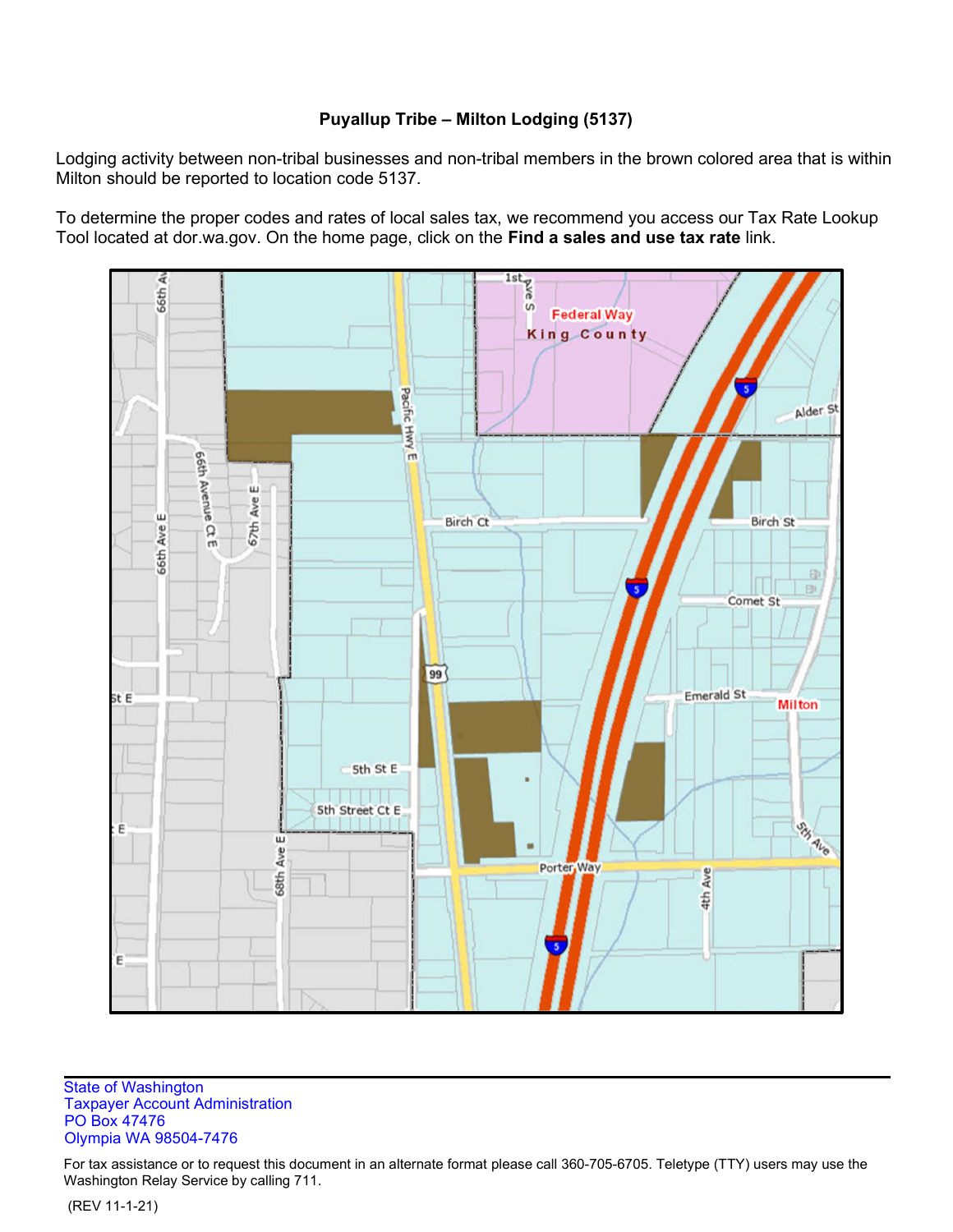**Puyallup Tribe – Milton Lodging (5137)**

Lodging activity between non-tribal businesses and non-tribal members in the brown colored area that is within Milton should be reported to location code 5137.

To determine the proper codes and rates of local sales tax, we recommend you access our Tax Rate Lookup Tool located at dor.wa.gov. On the home page, click on the **Find a sales and use tax rate** link.

1st Ave S
Federal Way
King County
Alder St
Pacific Hwy E
66th Ave E
66th Avenue Ct E
67th Ave E
Birch Ct
Birch St
Comet St
99
Emerald St
Milton
5th St E
5th Street Ct E
68th Ave E
Porter Way
4th Ave
5th Ave
5

State of Washington
Taxpayer Account Administration
PO Box 47476
Olympia WA 98504-7476

For tax assistance or to request this document in an alternate format please call 360-705-6705. Teletype (TTY) users may use the Washington Relay Service by calling 711.

(REV 11-1-21)